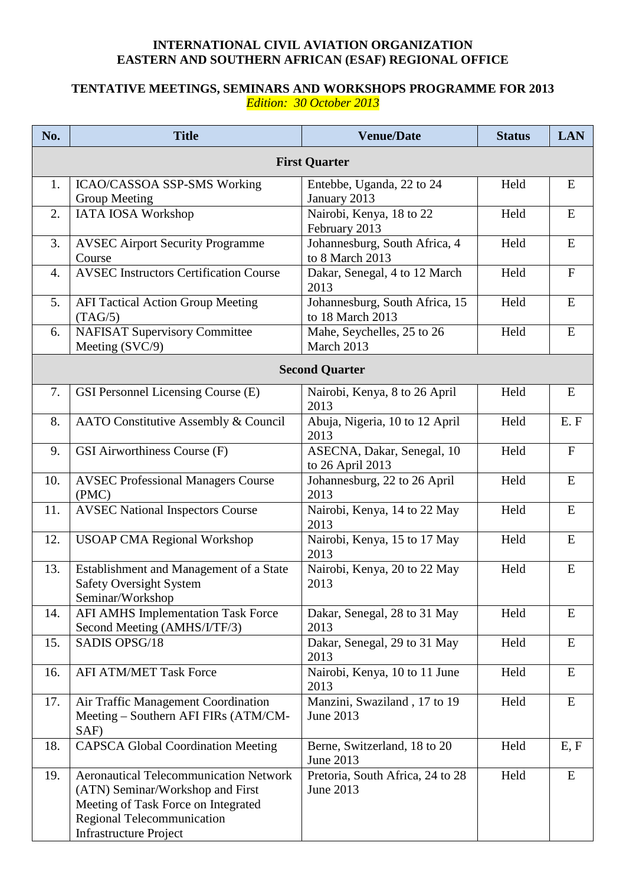**INTERNATIONAL CIVIL AVIATION ORGANIZATION**
**EASTERN AND SOUTHERN AFRICAN (ESAF) REGIONAL OFFICE**

**TENTATIVE MEETINGS, SEMINARS AND WORKSHOPS PROGRAMME FOR 2013**

*Edition: 30 October 2013*

| No. | Title | Venue/Date | Status | LAN |
|---|---|---|---|---|
| **First Quarter** | | | | |
| 1. | ICAO/CASSOA SSP-SMS Working Group Meeting | Entebbe, Uganda, 22 to 24 January 2013 | Held | E |
| 2. | IATA IOSA Workshop | Nairobi, Kenya, 18 to 22 February 2013 | Held | E |
| 3. | AVSEC Airport Security Programme Course | Johannesburg, South Africa, 4 to 8 March 2013 | Held | E |
| 4. | AVSEC Instructors Certification Course | Dakar, Senegal, 4 to 12 March 2013 | Held | F |
| 5. | AFI Tactical Action Group Meeting (TAG/5) | Johannesburg, South Africa, 15 to 18 March 2013 | Held | E |
| 6. | NAFISAT Supervisory Committee Meeting (SVC/9) | Mahe, Seychelles, 25 to 26 March 2013 | Held | E |
| **Second Quarter** | | | | |
| 7. | GSI Personnel Licensing Course (E) | Nairobi, Kenya, 8 to 26 April 2013 | Held | E |
| 8. | AATO Constitutive Assembly & Council | Abuja, Nigeria, 10 to 12 April 2013 | Held | E. F |
| 9. | GSI Airworthiness Course (F) | ASECNA, Dakar, Senegal, 10 to 26 April 2013 | Held | F |
| 10. | AVSEC Professional Managers Course (PMC) | Johannesburg, 22 to 26 April 2013 | Held | E |
| 11. | AVSEC National Inspectors Course | Nairobi, Kenya, 14 to 22 May 2013 | Held | E |
| 12. | USOAP CMA Regional Workshop | Nairobi, Kenya, 15 to 17 May 2013 | Held | E |
| 13. | Establishment and Management of a State Safety Oversight System Seminar/Workshop | Nairobi, Kenya, 20 to 22 May 2013 | Held | E |
| 14. | AFI AMHS Implementation Task Force Second Meeting (AMHS/I/TF/3) | Dakar, Senegal, 28 to 31 May 2013 | Held | E |
| 15. | SADIS OPSG/18 | Dakar, Senegal, 29 to 31 May 2013 | Held | E |
| 16. | AFI ATM/MET Task Force | Nairobi, Kenya, 10 to 11 June 2013 | Held | E |
| 17. | Air Traffic Management Coordination Meeting – Southern AFI FIRs (ATM/CM-SAF) | Manzini, Swaziland , 17 to 19 June 2013 | Held | E |
| 18. | CAPSCA Global Coordination Meeting | Berne, Switzerland, 18 to 20 June 2013 | Held | E, F |
| 19. | Aeronautical Telecommunication Network (ATN) Seminar/Workshop and First Meeting of Task Force on Integrated Regional Telecommunication Infrastructure Project | Pretoria, South Africa, 24 to 28 June 2013 | Held | E |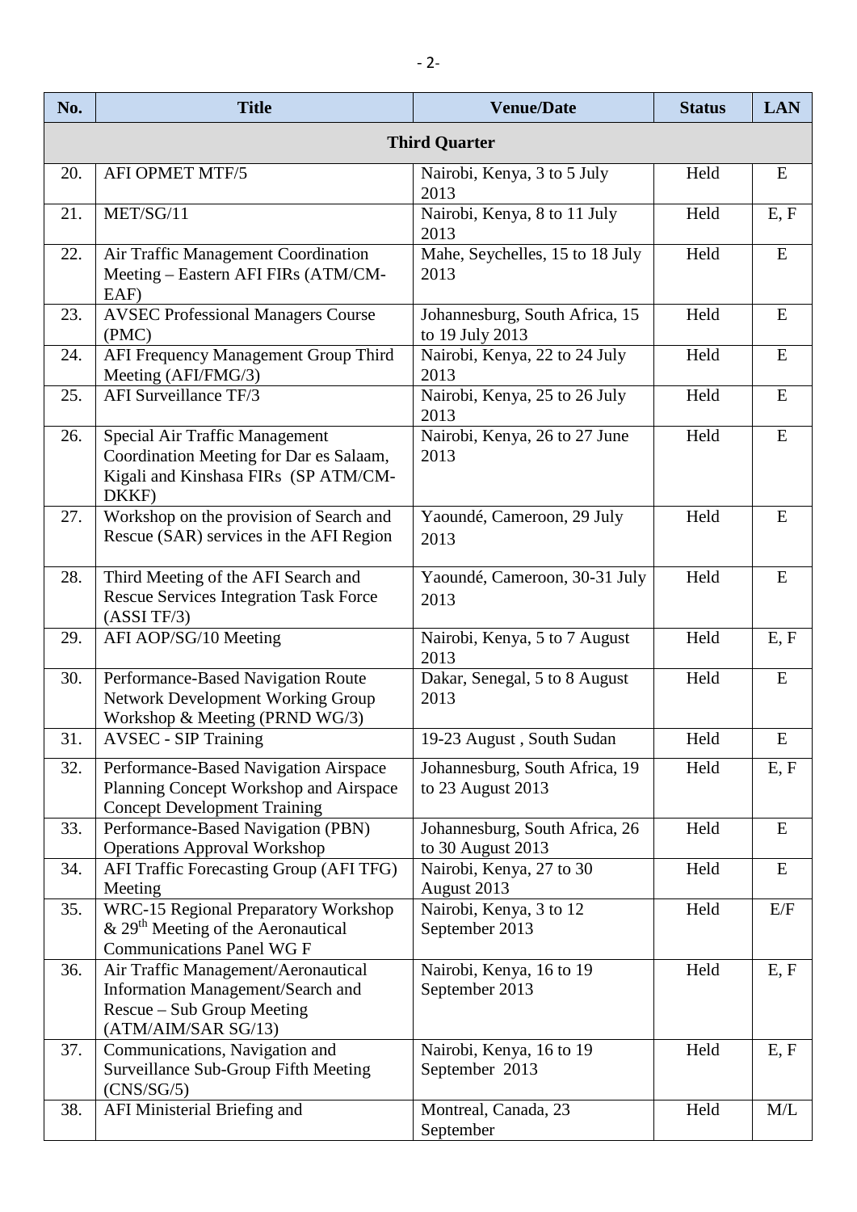| No. | Title | Venue/Date | Status | LAN |
|---|---|---|---|---|
| | **Third Quarter** | | | |
| 20. | AFI OPMET MTF/5 | Nairobi, Kenya, 3 to 5 July 2013 | Held | E |
| 21. | MET/SG/11 | Nairobi, Kenya, 8 to 11 July 2013 | Held | E, F |
| 22. | Air Traffic Management Coordination Meeting – Eastern AFI FIRs (ATM/CM-EAF) | Mahe, Seychelles, 15 to 18 July 2013 | Held | E |
| 23. | AVSEC Professional Managers Course (PMC) | Johannesburg, South Africa, 15 to 19 July 2013 | Held | E |
| 24. | AFI Frequency Management Group Third Meeting (AFI/FMG/3) | Nairobi, Kenya, 22 to 24 July 2013 | Held | E |
| 25. | AFI Surveillance TF/3 | Nairobi, Kenya, 25 to 26 July 2013 | Held | E |
| 26. | Special Air Traffic Management Coordination Meeting for Dar es Salaam, Kigali and Kinshasa FIRs (SP ATM/CM-DKKF) | Nairobi, Kenya, 26 to 27 June 2013 | Held | E |
| 27. | Workshop on the provision of Search and Rescue (SAR) services in the AFI Region | Yaoundé, Cameroon, 29 July 2013 | Held | E |
| 28. | Third Meeting of the AFI Search and Rescue Services Integration Task Force (ASSI TF/3) | Yaoundé, Cameroon, 30-31 July 2013 | Held | E |
| 29. | AFI AOP/SG/10 Meeting | Nairobi, Kenya, 5 to 7 August 2013 | Held | E, F |
| 30. | Performance-Based Navigation Route Network Development Working Group Workshop & Meeting (PRND WG/3) | Dakar, Senegal, 5 to 8 August 2013 | Held | E |
| 31. | AVSEC - SIP Training | 19-23 August , South Sudan | Held | E |
| 32. | Performance-Based Navigation Airspace Planning Concept Workshop and Airspace Concept Development Training | Johannesburg, South Africa, 19 to 23 August 2013 | Held | E, F |
| 33. | Performance-Based Navigation (PBN) Operations Approval Workshop | Johannesburg, South Africa, 26 to 30 August 2013 | Held | E |
| 34. | AFI Traffic Forecasting Group (AFI TFG) Meeting | Nairobi, Kenya, 27 to 30 August 2013 | Held | E |
| 35. | WRC-15 Regional Preparatory Workshop & 29th Meeting of the Aeronautical Communications Panel WG F | Nairobi, Kenya, 3 to 12 September 2013 | Held | E/F |
| 36. | Air Traffic Management/Aeronautical Information Management/Search and Rescue – Sub Group Meeting (ATM/AIM/SAR SG/13) | Nairobi, Kenya, 16 to 19 September 2013 | Held | E, F |
| 37. | Communications, Navigation and Surveillance Sub-Group Fifth Meeting (CNS/SG/5) | Nairobi, Kenya, 16 to 19 September 2013 | Held | E, F |
| 38. | AFI Ministerial Briefing and | Montreal, Canada, 23 September | Held | M/L |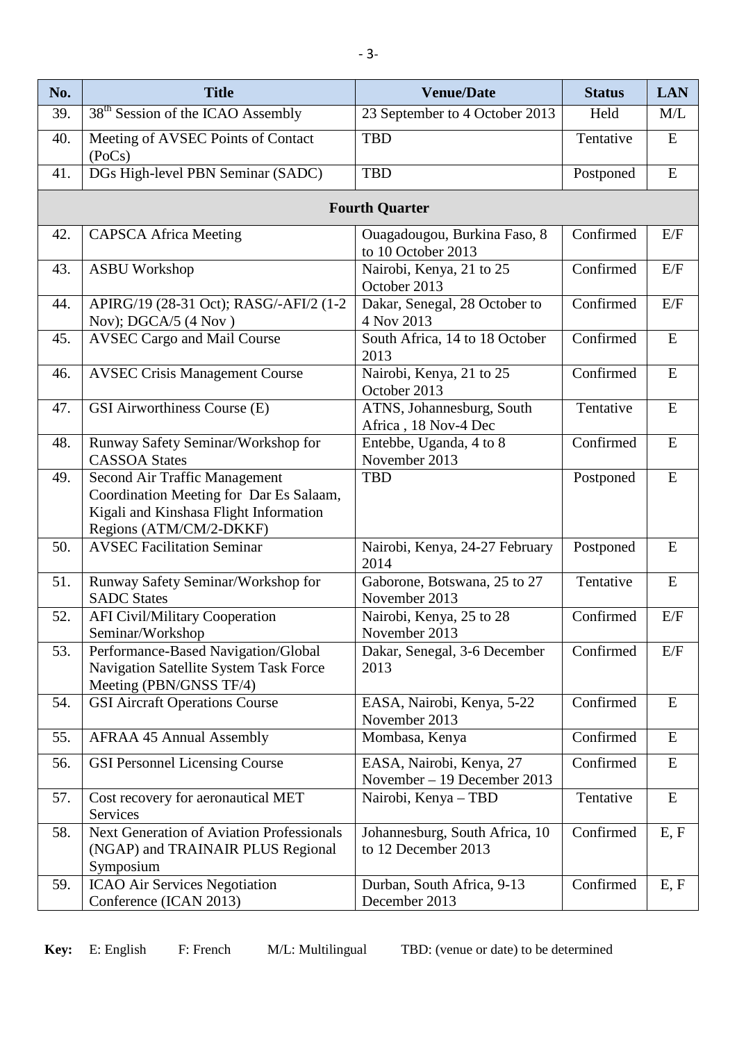| No. | Title | Venue/Date | Status | LAN |
|---|---|---|---|---|
| 39. | 38th Session of the ICAO Assembly | 23 September to 4 October 2013 | Held | M/L |
| 40. | Meeting of AVSEC Points of Contact (PoCs) | TBD | Tentative | E |
| 41. | DGs High-level PBN Seminar (SADC) | TBD | Postponed | E |
| | **Fourth Quarter** | | | |
| 42. | CAPSCA Africa Meeting | Ouagadougou, Burkina Faso, 8 to 10 October 2013 | Confirmed | E/F |
| 43. | ASBU Workshop | Nairobi, Kenya, 21 to 25 October 2013 | Confirmed | E/F |
| 44. | APIRG/19 (28-31 Oct); RASG/-AFI/2 (1-2 Nov); DGCA/5 (4 Nov ) | Dakar, Senegal, 28 October to 4 Nov 2013 | Confirmed | E/F |
| 45. | AVSEC Cargo and Mail Course | South Africa, 14 to 18 October 2013 | Confirmed | E |
| 46. | AVSEC Crisis Management Course | Nairobi, Kenya, 21 to 25 October 2013 | Confirmed | E |
| 47. | GSI Airworthiness Course (E) | ATNS, Johannesburg, South Africa , 18 Nov-4 Dec | Tentative | E |
| 48. | Runway Safety Seminar/Workshop for CASSOA States | Entebbe, Uganda, 4 to 8 November 2013 | Confirmed | E |
| 49. | Second Air Traffic Management Coordination Meeting for Dar Es Salaam, Kigali and Kinshasa Flight Information Regions (ATM/CM/2-DKKF) | TBD | Postponed | E |
| 50. | AVSEC Facilitation Seminar | Nairobi, Kenya, 24-27 February 2014 | Postponed | E |
| 51. | Runway Safety Seminar/Workshop for SADC States | Gaborone, Botswana, 25 to 27 November 2013 | Tentative | E |
| 52. | AFI Civil/Military Cooperation Seminar/Workshop | Nairobi, Kenya, 25 to 28 November 2013 | Confirmed | E/F |
| 53. | Performance-Based Navigation/Global Navigation Satellite System Task Force Meeting (PBN/GNSS TF/4) | Dakar, Senegal, 3-6 December 2013 | Confirmed | E/F |
| 54. | GSI Aircraft Operations Course | EASA, Nairobi, Kenya, 5-22 November 2013 | Confirmed | E |
| 55. | AFRAA 45 Annual Assembly | Mombasa, Kenya | Confirmed | E |
| 56. | GSI Personnel Licensing Course | EASA, Nairobi, Kenya, 27 November – 19 December 2013 | Confirmed | E |
| 57. | Cost recovery for aeronautical MET Services | Nairobi, Kenya – TBD | Tentative | E |
| 58. | Next Generation of Aviation Professionals (NGAP) and TRAINAIR PLUS Regional Symposium | Johannesburg, South Africa, 10 to 12 December 2013 | Confirmed | E, F |
| 59. | ICAO Air Services Negotiation Conference (ICAN 2013) | Durban, South Africa, 9-13 December 2013 | Confirmed | E, F |

**Key:** E: English F: French M/L: Multilingual TBD: (venue or date) to be determined